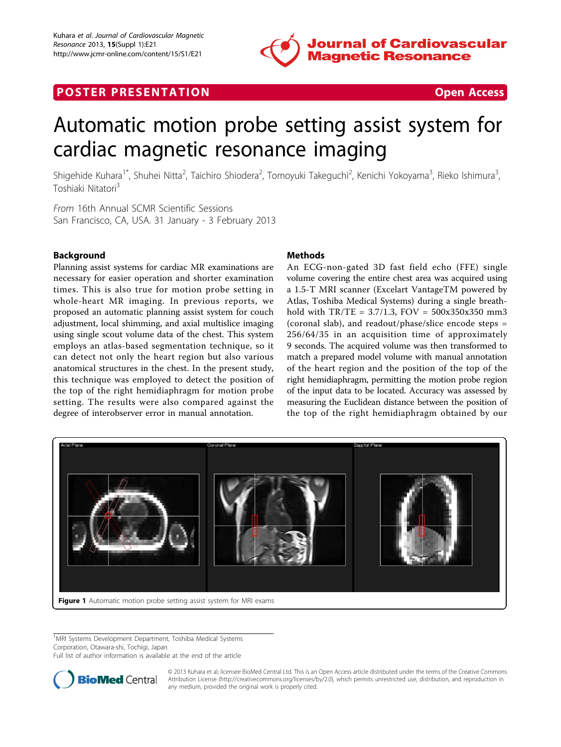POSTER PRESENTATION Open Access

# Automatic motion probe setting assist system for cardiac magnetic resonance imaging

Shigehide Kuhara[1*], Shuhei Nitta[2], Taichiro Shiodera[2], Tomoyuki Takeguchi[2], Kenichi Yokoyama[3], Rieko Ishimura[3], Toshiaki Nitatori[3]

*From* 16th Annual SCMR Scientific Sessions
San Francisco, CA, USA. 31 January - 3 February 2013

## Background

Planning assist systems for cardiac MR examinations are necessary for easier operation and shorter examination times. This is also true for motion probe setting in whole-heart MR imaging. In previous reports, we proposed an automatic planning assist system for couch adjustment, local shimming, and axial multislice imaging using single scout volume data of the chest. This system employs an atlas-based segmentation technique, so it can detect not only the heart region but also various anatomical structures in the chest. In the present study, this technique was employed to detect the position of the top of the right hemidiaphragm for motion probe setting. The results were also compared against the degree of interobserver error in manual annotation.

## Methods

An ECG-non-gated 3D fast field echo (FFE) single volume covering the entire chest area was acquired using a 1.5-T MRI scanner (Excelart VantageTM powered by Atlas, Toshiba Medical Systems) during a single breath-hold with TR/TE = 3.7/1.3, FOV = 500x350x350 mm3 (coronal slab), and readout/phase/slice encode steps = 256/64/35 in an acquisition time of approximately 9 seconds. The acquired volume was then transformed to match a prepared model volume with manual annotation of the heart region and the position of the top of the right hemidiaphragm, permitting the motion probe region of the input data to be located. Accuracy was assessed by measuring the Euclidean distance between the position of the top of the right hemidiaphragm obtained by our

**Figure 1** Automatic motion probe setting assist system for MRI exams

[1]MRI Systems Development Department, Toshiba Medical Systems Corporation, Otawara-shi, Tochigi, Japan
Full list of author information is available at the end of the article

© 2013 Kuhara et al; licensee BioMed Central Ltd. This is an Open Access article distributed under the terms of the Creative Commons Attribution License (http://creativecommons.org/licenses/by/2.0), which permits unrestricted use, distribution, and reproduction in any medium, provided the original work is properly cited.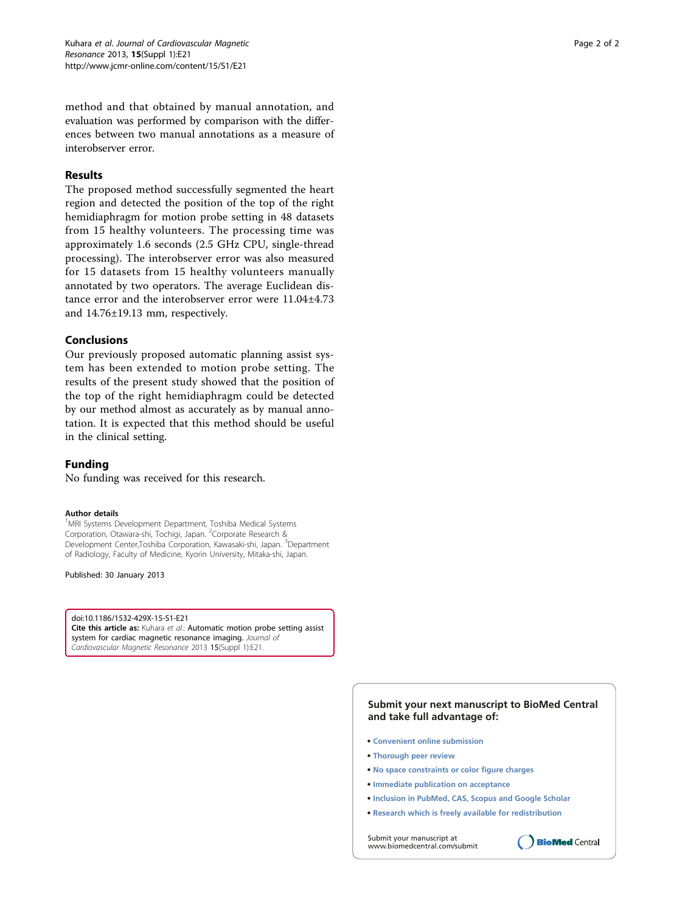method and that obtained by manual annotation, and evaluation was performed by comparison with the differences between two manual annotations as a measure of interobserver error.

## Results

The proposed method successfully segmented the heart region and detected the position of the top of the right hemidiaphragm for motion probe setting in 48 datasets from 15 healthy volunteers. The processing time was approximately 1.6 seconds (2.5 GHz CPU, single-thread processing). The interobserver error was also measured for 15 datasets from 15 healthy volunteers manually annotated by two operators. The average Euclidean distance error and the interobserver error were 11.04±4.73 and 14.76±19.13 mm, respectively.

## Conclusions

Our previously proposed automatic planning assist system has been extended to motion probe setting. The results of the present study showed that the position of the top of the right hemidiaphragm could be detected by our method almost as accurately as by manual annotation. It is expected that this method should be useful in the clinical setting.

## Funding

No funding was received for this research.

#### Author details

[1]MRI Systems Development Department, Toshiba Medical Systems Corporation, Otawara-shi, Tochigi, Japan. [2]Corporate Research & Development Center,Toshiba Corporation, Kawasaki-shi, Japan. [3]Department of Radiology, Faculty of Medicine, Kyorin University, Mitaka-shi, Japan.

Published: 30 January 2013

doi:10.1186/1532-429X-15-S1-E21

**Cite this article as:** Kuhara *et al.*: Automatic motion probe setting assist system for cardiac magnetic resonance imaging. *Journal of Cardiovascular Magnetic Resonance* 2013 **15**(Suppl 1):E21.

**Submit your next manuscript to BioMed Central and take full advantage of:**

- Convenient online submission
- Thorough peer review
- No space constraints or color figure charges
- Immediate publication on acceptance
- Inclusion in PubMed, CAS, Scopus and Google Scholar
- Research which is freely available for redistribution

Submit your manuscript at www.biomedcentral.com/submit

BioMed Central